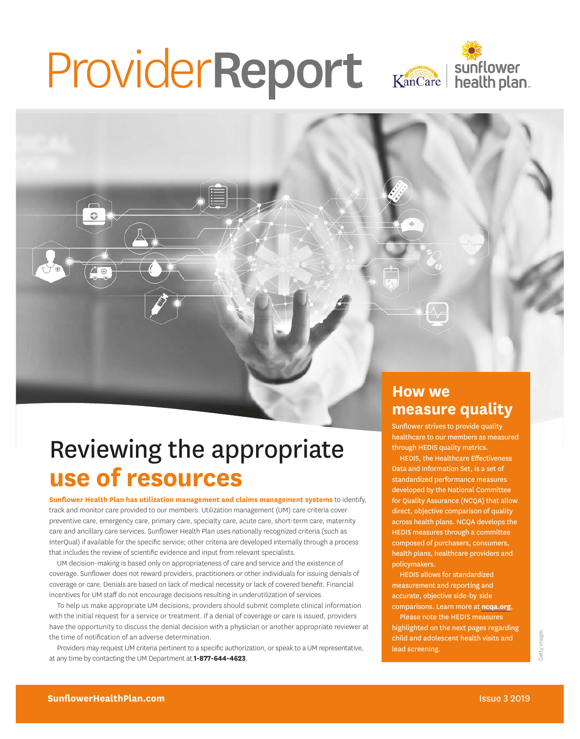# ProviderReport

## Reviewing the appropriate use of resources

**Sunflower Health Plan has utilization management and claims management systems** to identify, track and monitor care provided to our members. Utilization management (UM) care criteria cover preventive care, emergency care, primary care, specialty care, acute care, short-term care, maternity care and ancillary care services. Sunflower Health Plan uses nationally recognized criteria (such as InterQual) if available for the specific service; other criteria are developed internally through a process that includes the review of scientific evidence and input from relevant specialists.

UM decision-making is based only on appropriateness of care and service and the existence of coverage. Sunflower does not reward providers, practitioners or other individuals for issuing denials of coverage or care. Denials are based on lack of medical necessity or lack of covered benefit. Financial incentives for UM staff do not encourage decisions resulting in underutilization of services.

To help us make appropriate UM decisions, providers should submit complete clinical information with the initial request for a service or treatment. If a denial of coverage or care is issued, providers have the opportunity to discuss the denial decision with a physician or another appropriate reviewer at the time of notification of an adverse determination.

Providers may request UM criteria pertinent to a specific authorization, or speak to a UM representative, at any time by contacting the UM Department at **1-877-644-4623**.

## How we measure quality

Sunflower strives to provide quality healthcare to our members as measured through HEDIS quality metrics.

HEDIS, the Healthcare Effectiveness Data and Information Set, is a set of standardized performance measures developed by the National Committee for Quality Assurance (NCQA) that allow direct, objective comparison of quality across health plans. NCQA develops the HEDIS measures through a committee composed of purchasers, consumers, health plans, healthcare providers and policymakers.

HEDIS allows for standardized measurement and reporting and accurate, objective side-by side comparisons. Learn more at **ncqa.org**.

Please note the HEDIS measures highlighted on the next pages regarding child and adolescent health visits and lead screening.

Getty Images

**SunflowerHealthPlan.com**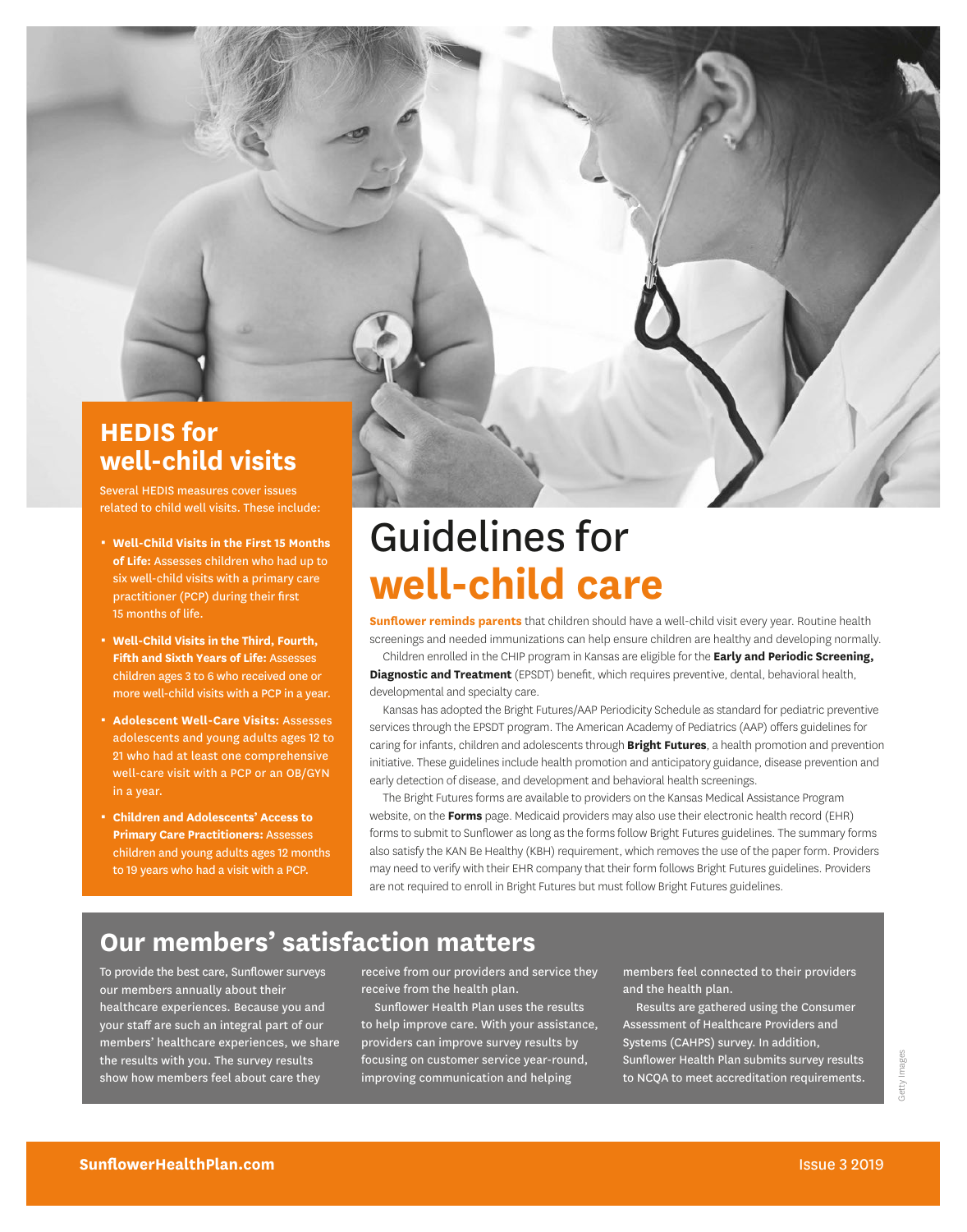## HEDIS for well-child visits

Several HEDIS measures cover issues related to child well visits. These include:

- **Well-Child Visits in the First 15 Months of Life:** Assesses children who had up to six well-child visits with a primary care practitioner (PCP) during their first 15 months of life.
- **Well-Child Visits in the Third, Fourth, Fifth and Sixth Years of Life:** Assesses children ages 3 to 6 who received one or more well-child visits with a PCP in a year.
- **Adolescent Well-Care Visits:** Assesses adolescents and young adults ages 12 to 21 who had at least one comprehensive well-care visit with a PCP or an OB/GYN in a year.
- **Children and Adolescents' Access to Primary Care Practitioners:** Assesses children and young adults ages 12 months to 19 years who had a visit with a PCP.

# Guidelines for **well-child care**

**Sunflower reminds parents** that children should have a well-child visit every year. Routine health screenings and needed immunizations can help ensure children are healthy and developing normally.

Children enrolled in the CHIP program in Kansas are eligible for the **Early and Periodic Screening, Diagnostic and Treatment** (EPSDT) benefit, which requires preventive, dental, behavioral health, developmental and specialty care.

Kansas has adopted the Bright Futures/AAP Periodicity Schedule as standard for pediatric preventive services through the EPSDT program. The American Academy of Pediatrics (AAP) offers guidelines for caring for infants, children and adolescents through **Bright Futures**, a health promotion and prevention initiative. These guidelines include health promotion and anticipatory guidance, disease prevention and early detection of disease, and development and behavioral health screenings.

The Bright Futures forms are available to providers on the Kansas Medical Assistance Program website, on the **Forms** page. Medicaid providers may also use their electronic health record (EHR) forms to submit to Sunflower as long as the forms follow Bright Futures guidelines. The summary forms also satisfy the KAN Be Healthy (KBH) requirement, which removes the use of the paper form. Providers may need to verify with their EHR company that their form follows Bright Futures guidelines. Providers are not required to enroll in Bright Futures but must follow Bright Futures guidelines.

## Our members' satisfaction matters

To provide the best care, Sunflower surveys our members annually about their healthcare experiences. Because you and your staff are such an integral part of our members' healthcare experiences, we share the results with you. The survey results show how members feel about care they receive from our providers and service they receive from the health plan.

Sunflower Health Plan uses the results to help improve care. With your assistance, providers can improve survey results by focusing on customer service year-round, improving communication and helping members feel connected to their providers and the health plan.

Results are gathered using the Consumer Assessment of Healthcare Providers and Systems (CAHPS) survey. In addition, Sunflower Health Plan submits survey results to NCQA to meet accreditation requirements.

Getty Images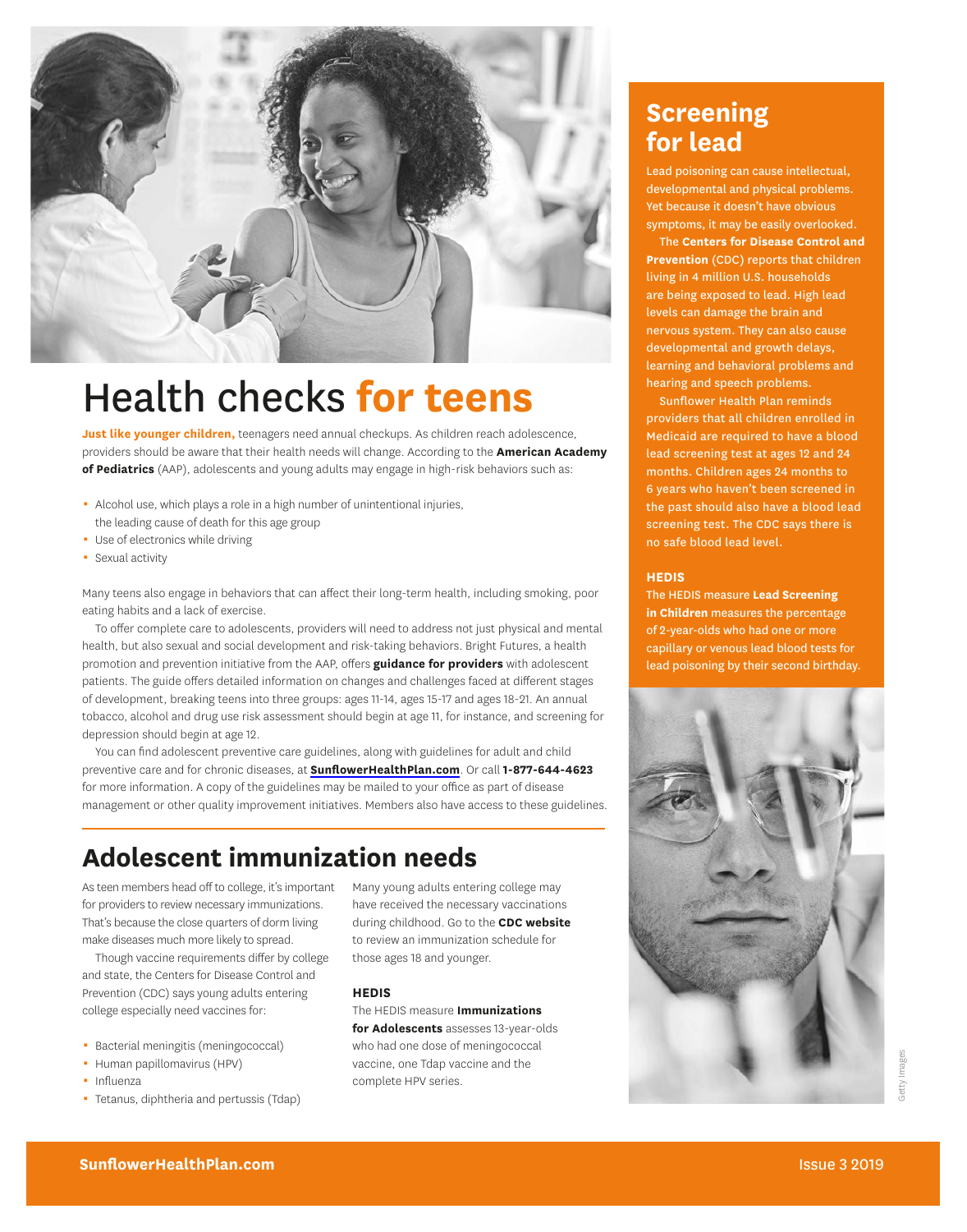# Health checks **for teens**

**Just like younger children,** teenagers need annual checkups. As children reach adolescence, providers should be aware that their health needs will change. According to the **American Academy of Pediatrics** (AAP), adolescents and young adults may engage in high-risk behaviors such as:

- Alcohol use, which plays a role in a high number of unintentional injuries, the leading cause of death for this age group
- Use of electronics while driving
- Sexual activity

Many teens also engage in behaviors that can affect their long-term health, including smoking, poor eating habits and a lack of exercise.

To offer complete care to adolescents, providers will need to address not just physical and mental health, but also sexual and social development and risk-taking behaviors. Bright Futures, a health promotion and prevention initiative from the AAP, offers **guidance for providers** with adolescent patients. The guide offers detailed information on changes and challenges faced at different stages of development, breaking teens into three groups: ages 11-14, ages 15-17 and ages 18-21. An annual tobacco, alcohol and drug use risk assessment should begin at age 11, for instance, and screening for depression should begin at age 12.

You can find adolescent preventive care guidelines, along with guidelines for adult and child preventive care and for chronic diseases, at **SunflowerHealthPlan.com**. Or call **1-877-644-4623** for more information. A copy of the guidelines may be mailed to your office as part of disease management or other quality improvement initiatives. Members also have access to these guidelines.

## Adolescent immunization needs

As teen members head off to college, it's important for providers to review necessary immunizations. That's because the close quarters of dorm living make diseases much more likely to spread.

Though vaccine requirements differ by college and state, the Centers for Disease Control and Prevention (CDC) says young adults entering college especially need vaccines for:

- Bacterial meningitis (meningococcal)
- Human papillomavirus (HPV)
- Influenza
- Tetanus, diphtheria and pertussis (Tdap)

Many young adults entering college may have received the necessary vaccinations during childhood. Go to the **CDC website** to review an immunization schedule for those ages 18 and younger.

### HEDIS

The HEDIS measure **Immunizations for Adolescents** assesses 13-year-olds who had one dose of meningococcal vaccine, one Tdap vaccine and the complete HPV series.

## Screening for lead

Lead poisoning can cause intellectual, developmental and physical problems. Yet because it doesn't have obvious symptoms, it may be easily overlooked.

The **Centers for Disease Control and Prevention** (CDC) reports that children living in 4 million U.S. households are being exposed to lead. High lead levels can damage the brain and nervous system. They can also cause developmental and growth delays, learning and behavioral problems and hearing and speech problems.

Sunflower Health Plan reminds providers that all children enrolled in Medicaid are required to have a blood lead screening test at ages 12 and 24 months. Children ages 24 months to 6 years who haven't been screened in the past should also have a blood lead screening test. The CDC says there is no safe blood lead level.

### HEDIS

The HEDIS measure **Lead Screening in Children** measures the percentage of 2-year-olds who had one or more capillary or venous lead blood tests for lead poisoning by their second birthday.

Getty Images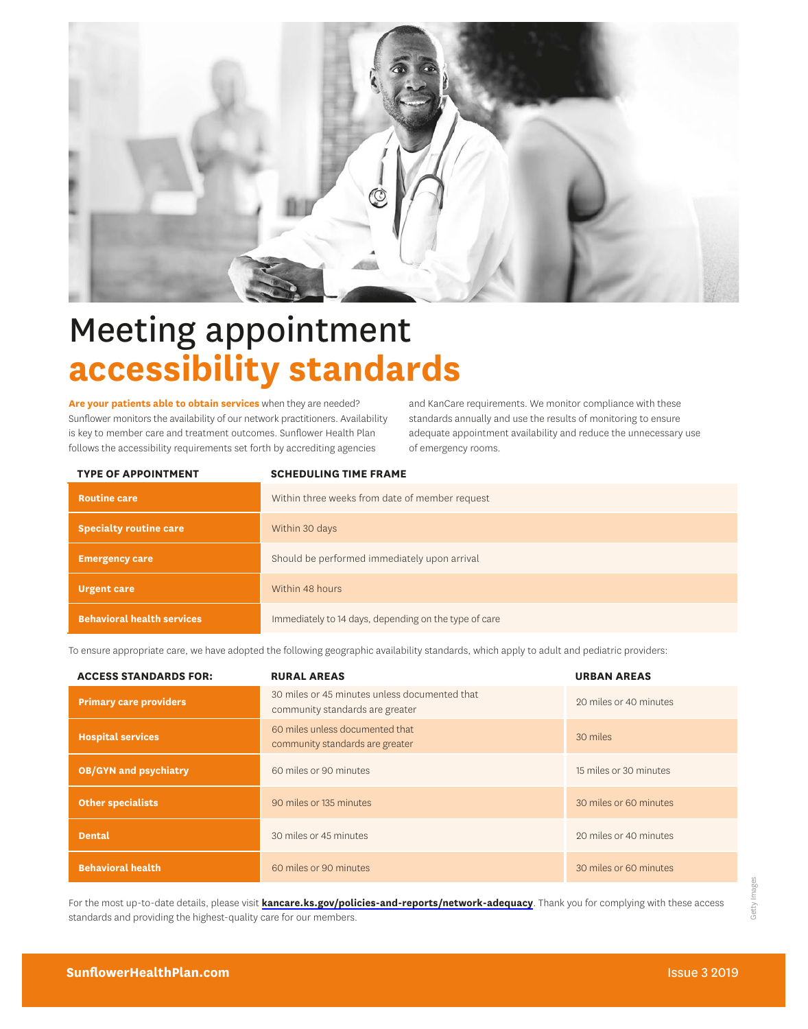# Meeting appointment **accessibility standards**

**Are your patients able to obtain services** when they are needed? Sunflower monitors the availability of our network practitioners. Availability is key to member care and treatment outcomes. Sunflower Health Plan follows the accessibility requirements set forth by accrediting agencies and KanCare requirements. We monitor compliance with these standards annually and use the results of monitoring to ensure adequate appointment availability and reduce the unnecessary use of emergency rooms.

| TYPE OF APPOINTMENT | SCHEDULING TIME FRAME |
| --- | --- |
| **Routine care** | Within three weeks from date of member request |
| **Specialty routine care** | Within 30 days |
| **Emergency care** | Should be performed immediately upon arrival |
| **Urgent care** | Within 48 hours |
| **Behavioral health services** | Immediately to 14 days, depending on the type of care |

To ensure appropriate care, we have adopted the following geographic availability standards, which apply to adult and pediatric providers:

| ACCESS STANDARDS FOR: | RURAL AREAS | URBAN AREAS |
| --- | --- | --- |
| **Primary care providers** | 30 miles or 45 minutes unless documented that community standards are greater | 20 miles or 40 minutes |
| **Hospital services** | 60 miles unless documented that community standards are greater | 30 miles |
| **OB/GYN and psychiatry** | 60 miles or 90 minutes | 15 miles or 30 minutes |
| **Other specialists** | 90 miles or 135 minutes | 30 miles or 60 minutes |
| **Dental** | 30 miles or 45 minutes | 20 miles or 40 minutes |
| **Behavioral health** | 60 miles or 90 minutes | 30 miles or 60 minutes |

For the most up-to-date details, please visit **kancare.ks.gov/policies-and-reports/network-adequacy**. Thank you for complying with these access standards and providing the highest-quality care for our members.

Getty Images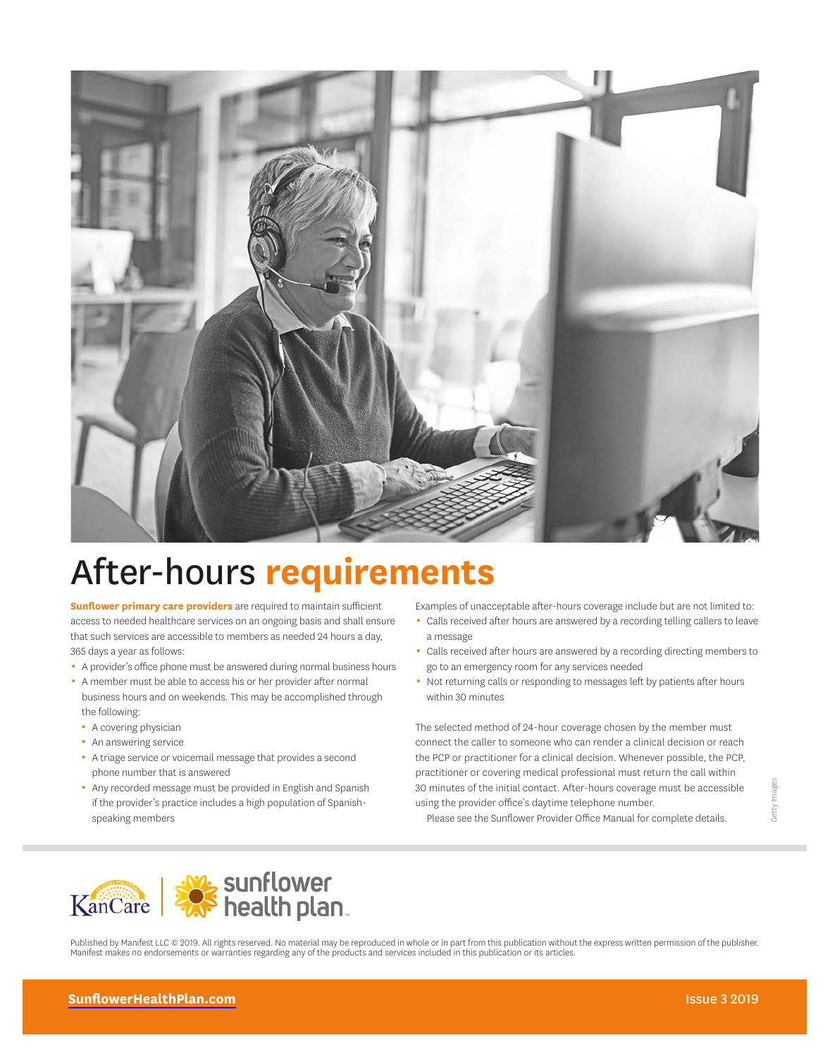# After-hours **requirements**

**Sunflower primary care providers** are required to maintain sufficient access to needed healthcare services on an ongoing basis and shall ensure that such services are accessible to members as needed 24 hours a day, 365 days a year as follows:

- A provider's office phone must be answered during normal business hours
- A member must be able to access his or her provider after normal business hours and on weekends. This may be accomplished through the following:
  - A covering physician
  - An answering service
  - A triage service or voicemail message that provides a second phone number that is answered
  - Any recorded message must be provided in English and Spanish if the provider's practice includes a high population of Spanish-speaking members

Examples of unacceptable after-hours coverage include but are not limited to:

- Calls received after hours are answered by a recording telling callers to leave a message
- Calls received after hours are answered by a recording directing members to go to an emergency room for any services needed
- Not returning calls or responding to messages left by patients after hours within 30 minutes

The selected method of 24-hour coverage chosen by the member must connect the caller to someone who can render a clinical decision or reach the PCP or practitioner for a clinical decision. Whenever possible, the PCP, practitioner or covering medical professional must return the call within 30 minutes of the initial contact. After-hours coverage must be accessible using the provider office's daytime telephone number.

Please see the Sunflower Provider Office Manual for complete details.

Getty Images

KanCare | sunflower health plan

Published by Manifest LLC © 2019. All rights reserved. No material may be reproduced in whole or in part from this publication without the express written permission of the publisher. Manifest makes no endorsements or warranties regarding any of the products and services included in this publication or its articles.

SunflowerHealthPlan.com

Issue 3 2019